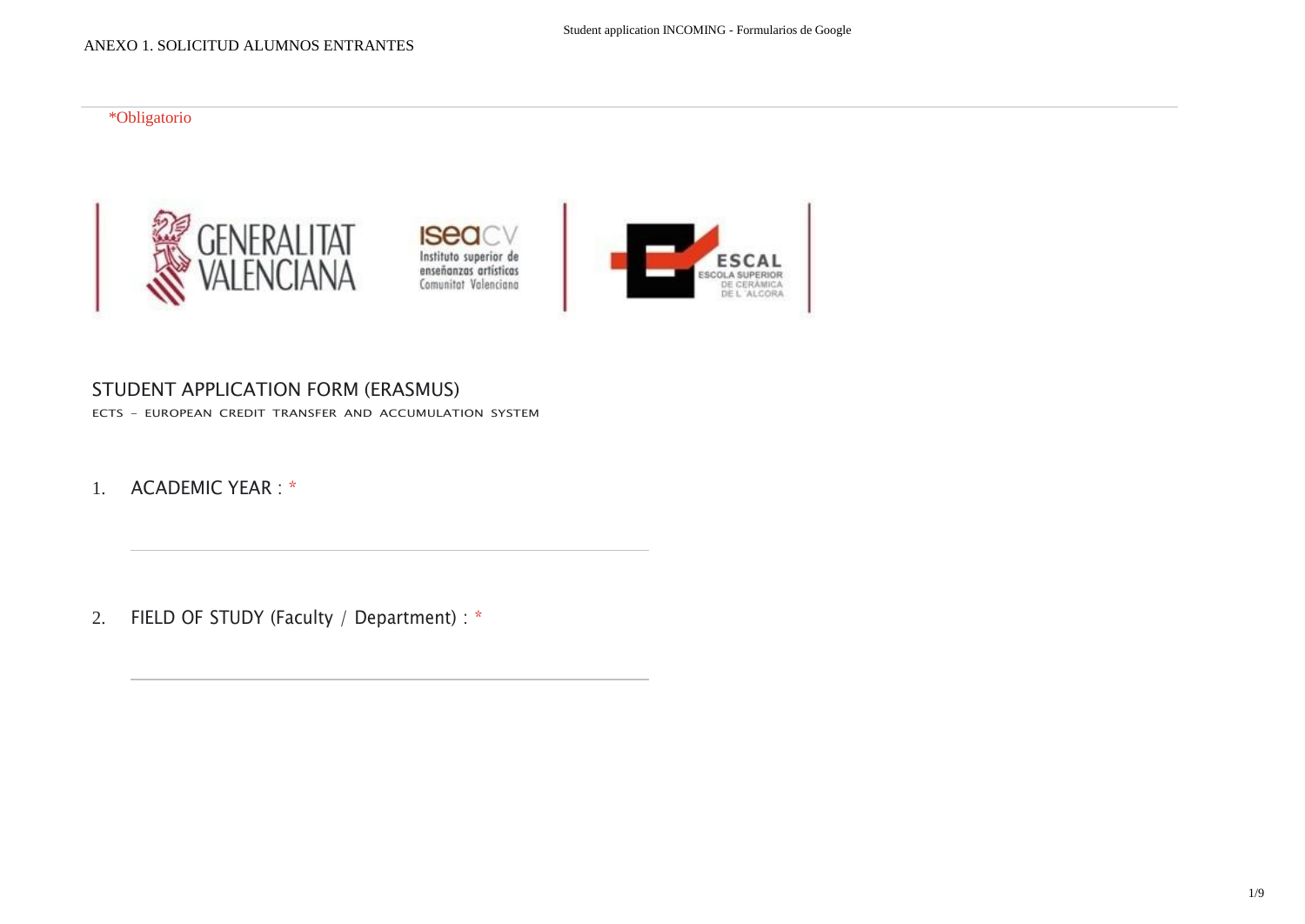ANEXO 1. SOLICITUD ALUMNOS ENTRANTES

*Obligatorio

## STUDENT APPLICATION FORM (ERASMUS)

ECTS – EUROPEAN CREDIT TRANSFER AND ACCUMULATION SYSTEM

1. ACADEMIC YEAR : *

___________________________________________

2. FIELD OF STUDY (Faculty / Department) : *

___________________________________________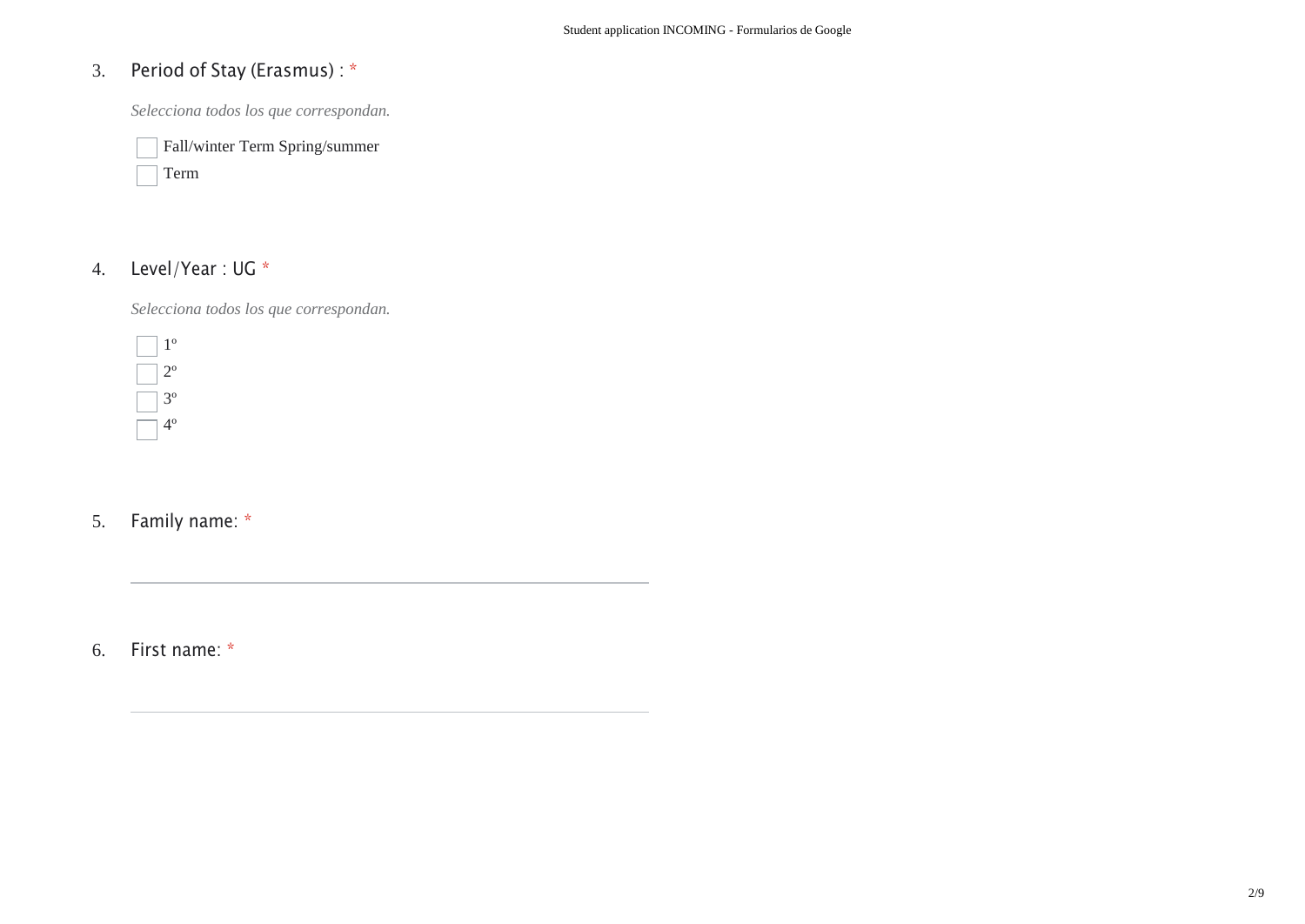3. Period of Stay (Erasmus) : *

*Selecciona todos los que correspondan.*

- [ ] Fall/winter Term Spring/summer
- [ ] Term

4. Level/Year : UG *

*Selecciona todos los que correspondan.*

- [ ] 1º
- [ ] 2º
- [ ] 3º
- [ ] 4º

5. Family name: *

\_\_\_\_\_\_\_\_\_\_\_\_\_\_\_\_\_\_\_\_\_\_\_\_\_\_\_\_\_\_\_\_\_\_\_\_\_\_\_\_

6. First name: *

\_\_\_\_\_\_\_\_\_\_\_\_\_\_\_\_\_\_\_\_\_\_\_\_\_\_\_\_\_\_\_\_\_\_\_\_\_\_\_\_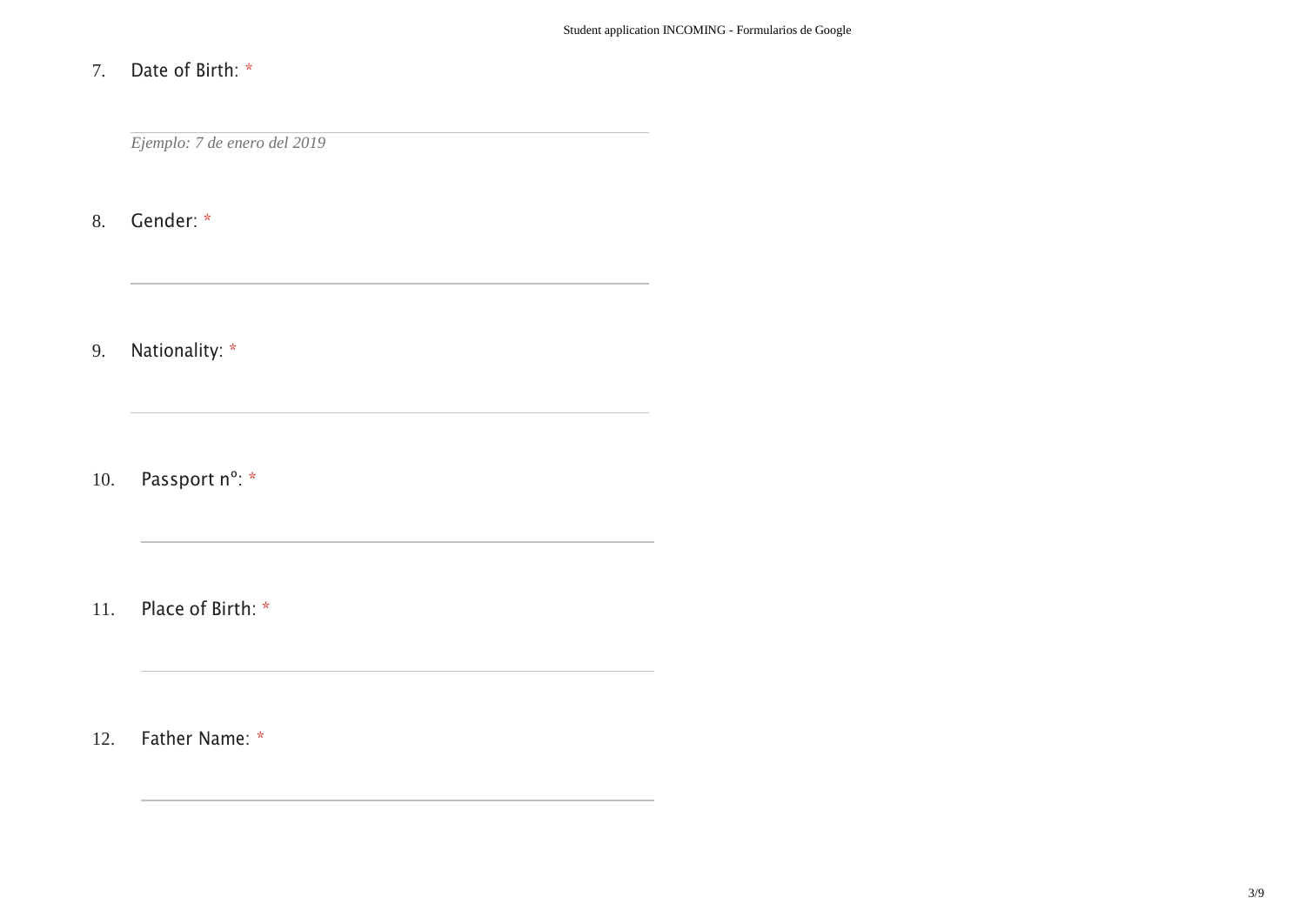7. Date of Birth: *

*Ejemplo: 7 de enero del 2019*

8. Gender: *

9. Nationality: *

10. Passport nº: *

11. Place of Birth: *

12. Father Name: *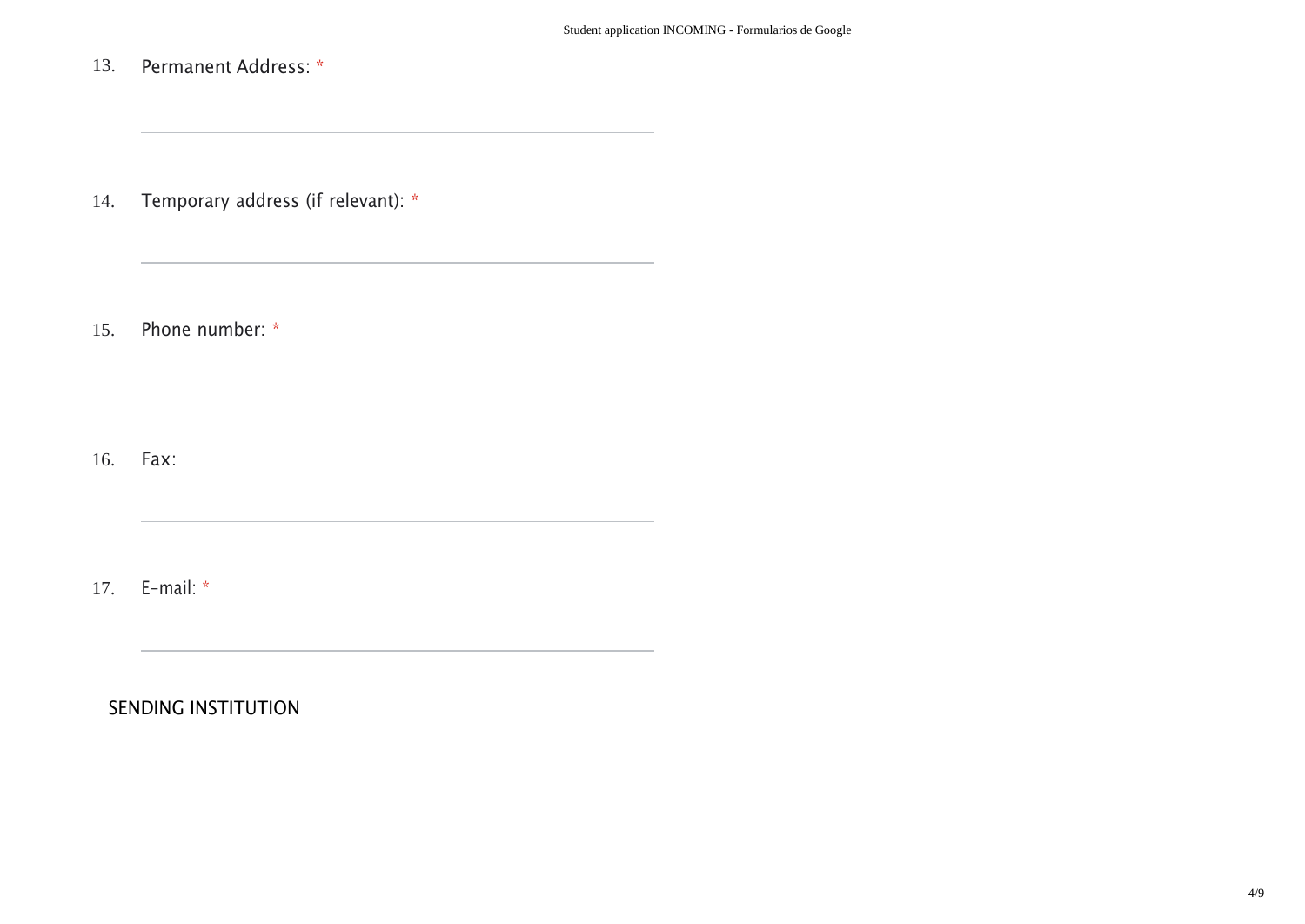13. Permanent Address: *

_______________________________________________

14. Temporary address (if relevant): *

_______________________________________________

15. Phone number: *

_______________________________________________

16. Fax:

_______________________________________________

17. E-mail: *

_______________________________________________

## SENDING INSTITUTION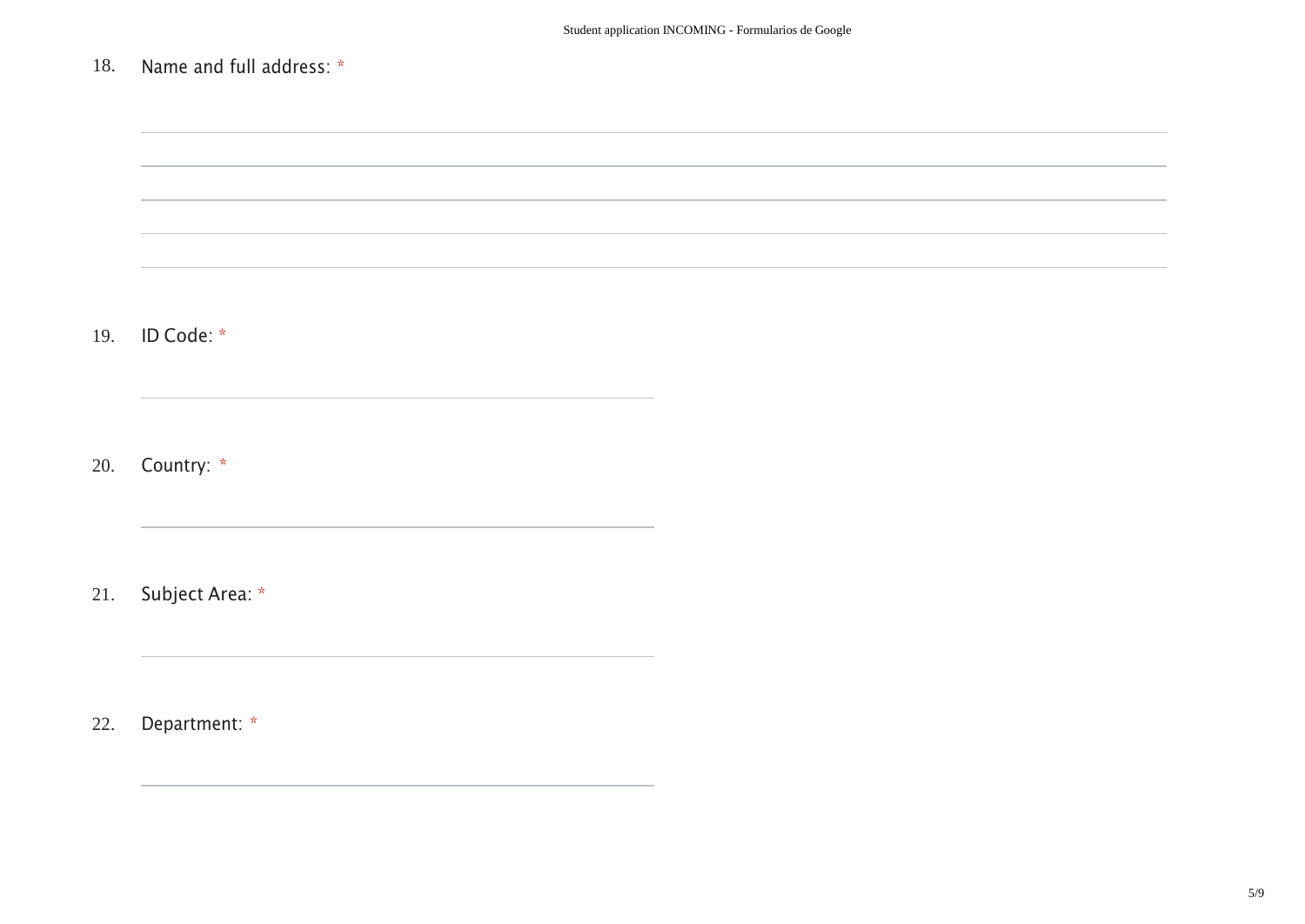18. Name and full address: *

______________________________________________________________________

______________________________________________________________________

______________________________________________________________________

______________________________________________________________________

______________________________________________________________________

19. ID Code: *

______________________________________

20. Country: *

______________________________________

21. Subject Area: *

______________________________________

22. Department: *

______________________________________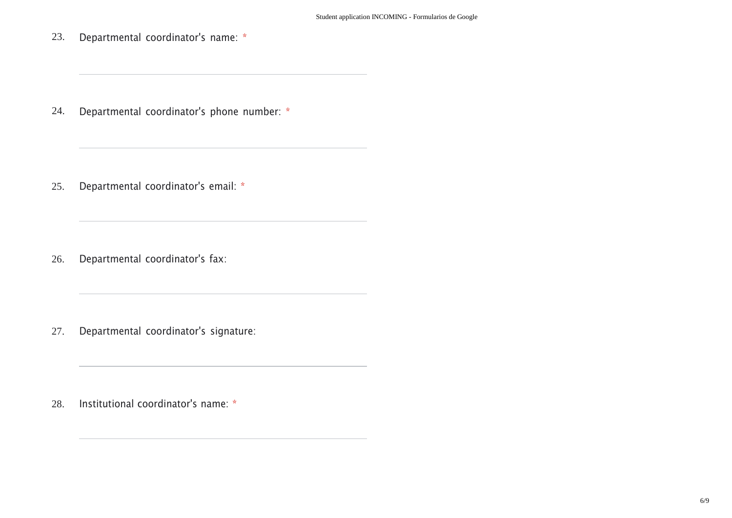23. Departmental coordinator's name: *

\_\_\_\_\_\_\_\_\_\_\_\_\_\_\_\_\_\_\_\_\_\_\_\_\_\_\_\_\_\_\_\_\_\_\_\_\_\_\_\_\_\_\_\_

24. Departmental coordinator's phone number: *

\_\_\_\_\_\_\_\_\_\_\_\_\_\_\_\_\_\_\_\_\_\_\_\_\_\_\_\_\_\_\_\_\_\_\_\_\_\_\_\_\_\_\_\_

25. Departmental coordinator's email: *

\_\_\_\_\_\_\_\_\_\_\_\_\_\_\_\_\_\_\_\_\_\_\_\_\_\_\_\_\_\_\_\_\_\_\_\_\_\_\_\_\_\_\_\_

26. Departmental coordinator's fax:

\_\_\_\_\_\_\_\_\_\_\_\_\_\_\_\_\_\_\_\_\_\_\_\_\_\_\_\_\_\_\_\_\_\_\_\_\_\_\_\_\_\_\_\_

27. Departmental coordinator's signature:

\_\_\_\_\_\_\_\_\_\_\_\_\_\_\_\_\_\_\_\_\_\_\_\_\_\_\_\_\_\_\_\_\_\_\_\_\_\_\_\_\_\_\_\_

28. Institutional coordinator's name: *

\_\_\_\_\_\_\_\_\_\_\_\_\_\_\_\_\_\_\_\_\_\_\_\_\_\_\_\_\_\_\_\_\_\_\_\_\_\_\_\_\_\_\_\_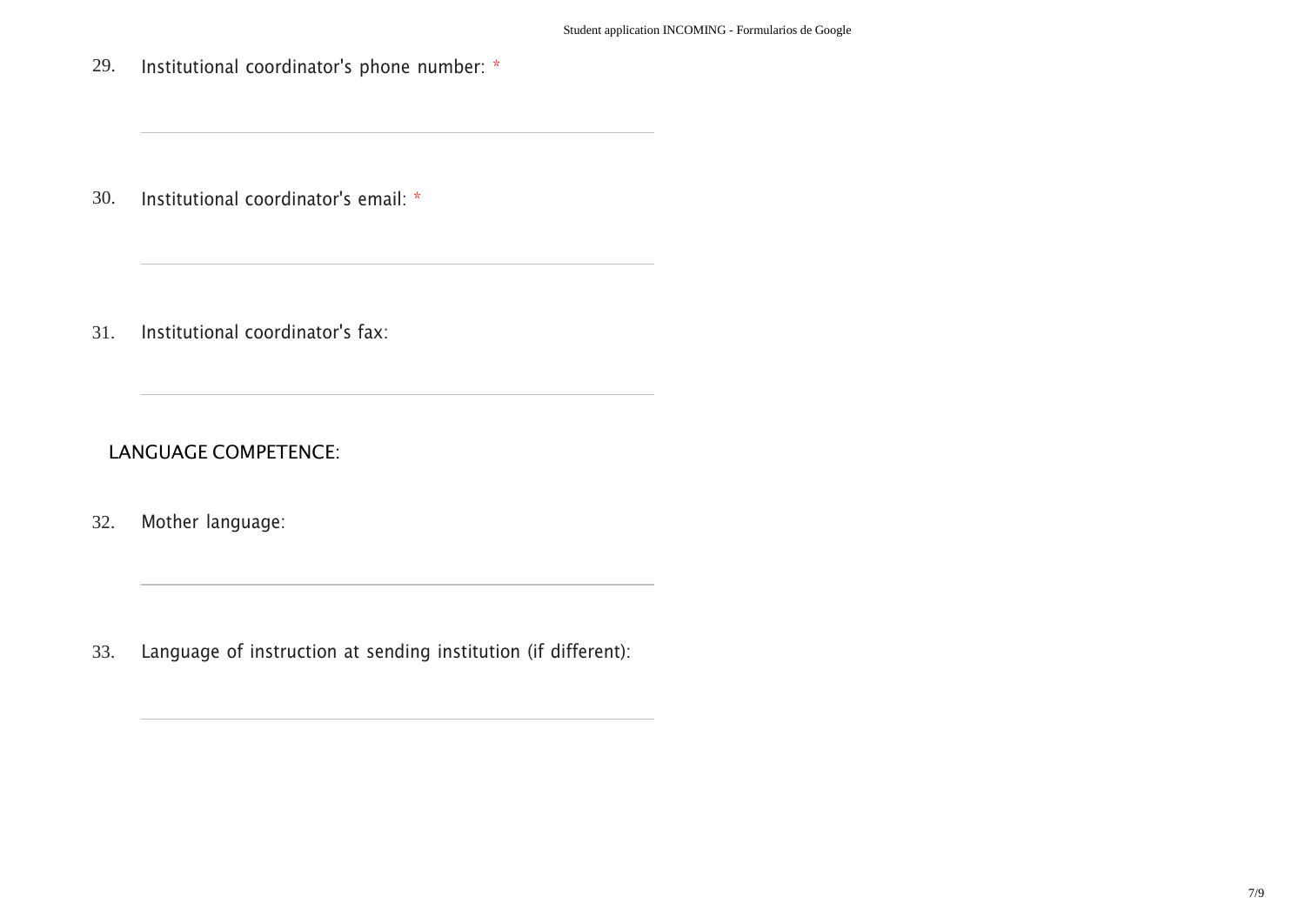29. Institutional coordinator's phone number: *

30. Institutional coordinator's email: *

31. Institutional coordinator's fax:

LANGUAGE COMPETENCE:

32. Mother language:

33. Language of instruction at sending institution (if different):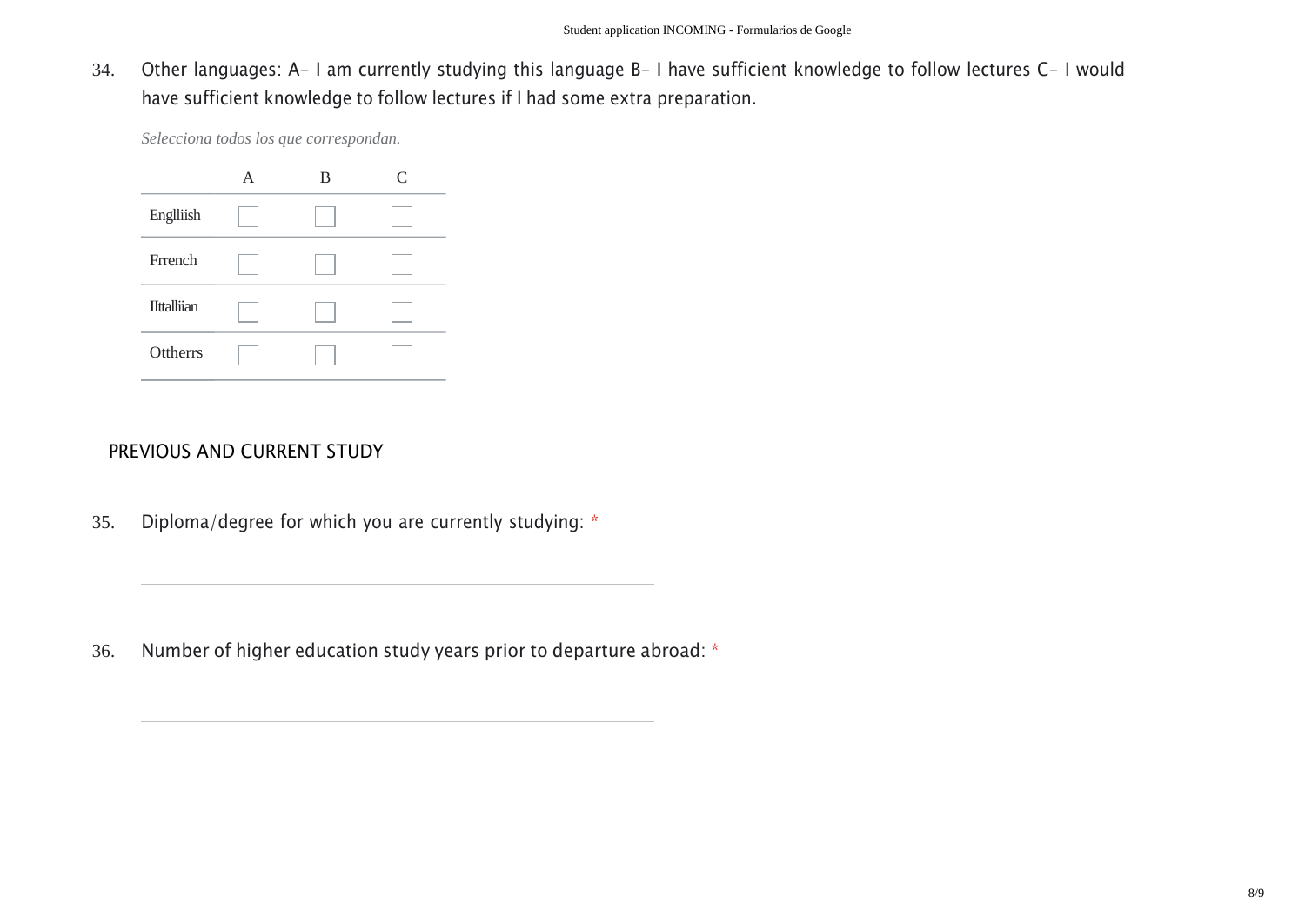34. Other languages: A- I am currently studying this language B- I have sufficient knowledge to follow lectures C- I would have sufficient knowledge to follow lectures if I had some extra preparation.

*Selecciona todos los que correspondan.*

| | A | B | C |
|---|---|---|---|
| Englliish | ☐ | ☐ | ☐ |
| Frrench | ☐ | ☐ | ☐ |
| IIttalliian | ☐ | ☐ | ☐ |
| Ottherrs | ☐ | ☐ | ☐ |

## PREVIOUS AND CURRENT STUDY

35. Diploma/degree for which you are currently studying: *

\_\_\_\_\_\_\_\_\_\_\_\_\_\_\_\_\_\_\_\_\_\_\_\_\_\_\_\_\_\_\_\_\_\_\_\_\_\_\_\_

36. Number of higher education study years prior to departure abroad: *

\_\_\_\_\_\_\_\_\_\_\_\_\_\_\_\_\_\_\_\_\_\_\_\_\_\_\_\_\_\_\_\_\_\_\_\_\_\_\_\_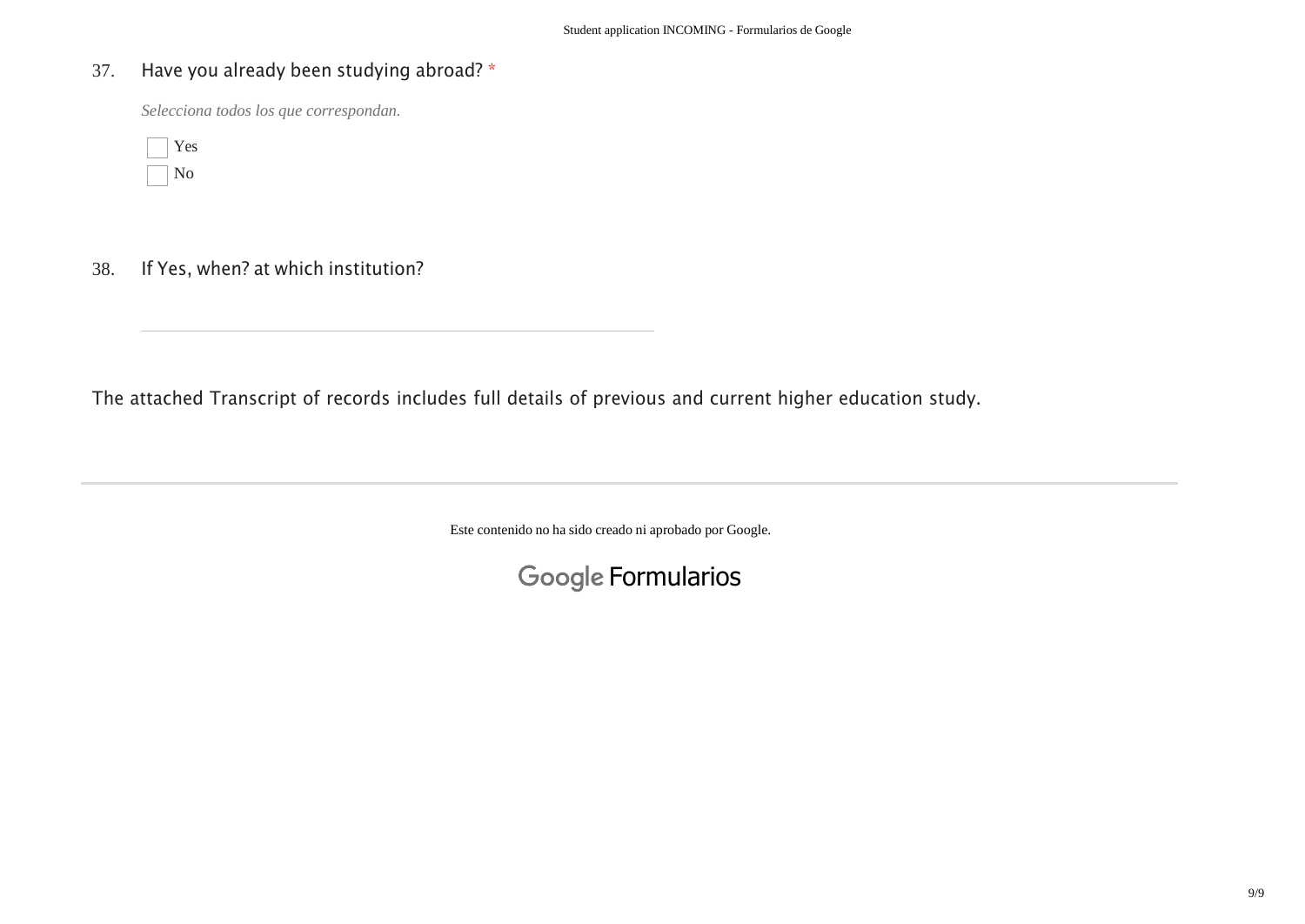37. Have you already been studying abroad? *

*Selecciona todos los que correspondan.*

- [ ] Yes
- [ ] No

38. If Yes, when? at which institution?

\_\_\_\_\_\_\_\_\_\_\_\_\_\_\_\_\_\_\_\_\_\_\_\_\_\_\_\_\_\_\_\_\_\_\_\_\_\_\_\_

The attached Transcript of records includes full details of previous and current higher education study.

---

Este contenido no ha sido creado ni aprobado por Google.

Google Formularios